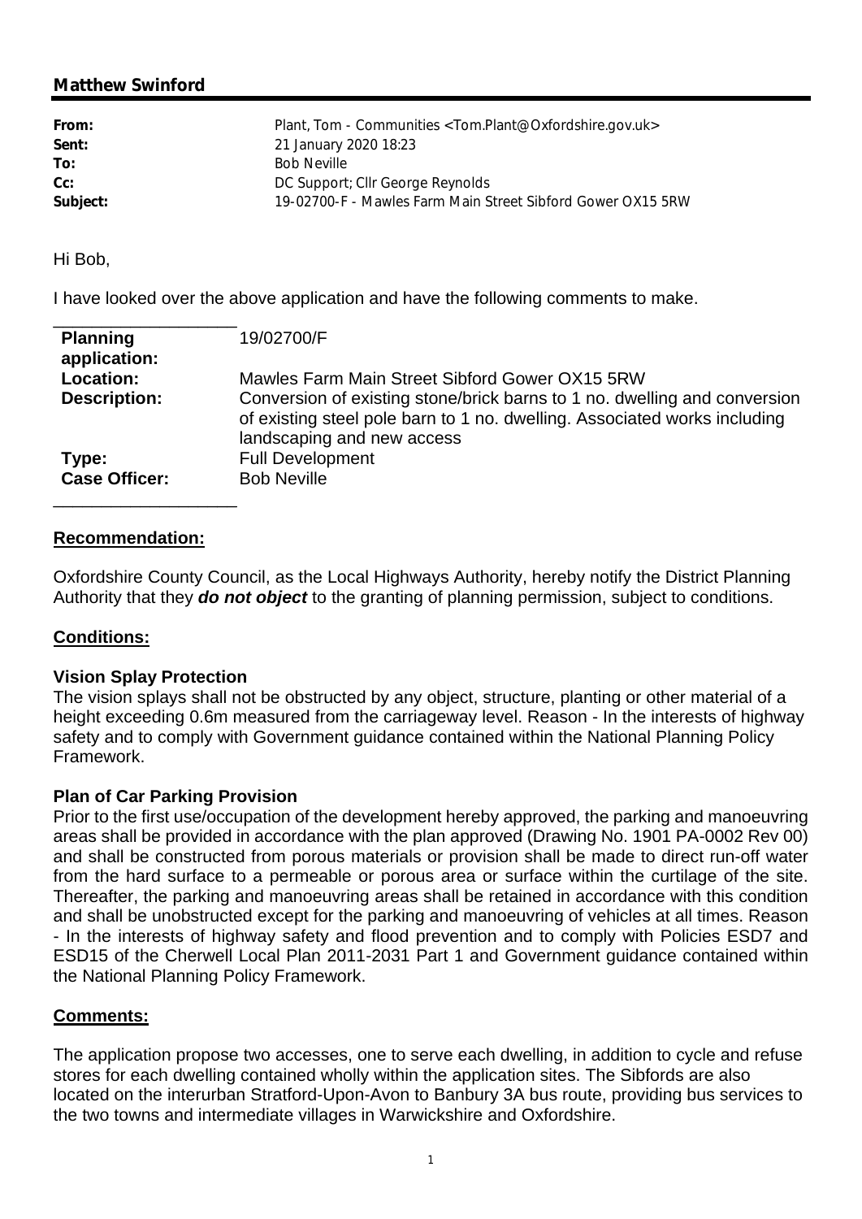**Matthew Swinford**

| | |
|---|---|
| **From:** | Plant, Tom - Communities <Tom.Plant@Oxfordshire.gov.uk> |
| **Sent:** | 21 January 2020 18:23 |
| **To:** | Bob Neville |
| **Cc:** | DC Support; Cllr George Reynolds |
| **Subject:** | 19-02700-F - Mawles Farm Main Street Sibford Gower OX15 5RW |

Hi Bob,

I have looked over the above application and have the following comments to make.

| | |
|---|---|
| **Planning application:** | 19/02700/F |
| **Location:** | Mawles Farm Main Street Sibford Gower OX15 5RW |
| **Description:** | Conversion of existing stone/brick barns to 1 no. dwelling and conversion of existing steel pole barn to 1 no. dwelling. Associated works including landscaping and new access |
| **Type:** | Full Development |
| **Case Officer:** | Bob Neville |

**Recommendation:**

Oxfordshire County Council, as the Local Highways Authority, hereby notify the District Planning Authority that they ***do not object*** to the granting of planning permission, subject to conditions.

**Conditions:**

**Vision Splay Protection**

The vision splays shall not be obstructed by any object, structure, planting or other material of a height exceeding 0.6m measured from the carriageway level. Reason - In the interests of highway safety and to comply with Government guidance contained within the National Planning Policy Framework.

**Plan of Car Parking Provision**

Prior to the first use/occupation of the development hereby approved, the parking and manoeuvring areas shall be provided in accordance with the plan approved (Drawing No. 1901 PA-0002 Rev 00) and shall be constructed from porous materials or provision shall be made to direct run-off water from the hard surface to a permeable or porous area or surface within the curtilage of the site. Thereafter, the parking and manoeuvring areas shall be retained in accordance with this condition and shall be unobstructed except for the parking and manoeuvring of vehicles at all times. Reason - In the interests of highway safety and flood prevention and to comply with Policies ESD7 and ESD15 of the Cherwell Local Plan 2011-2031 Part 1 and Government guidance contained within the National Planning Policy Framework.

**Comments:**

The application propose two accesses, one to serve each dwelling, in addition to cycle and refuse stores for each dwelling contained wholly within the application sites. The Sibfords are also located on the interurban Stratford-Upon-Avon to Banbury 3A bus route, providing bus services to the two towns and intermediate villages in Warwickshire and Oxfordshire.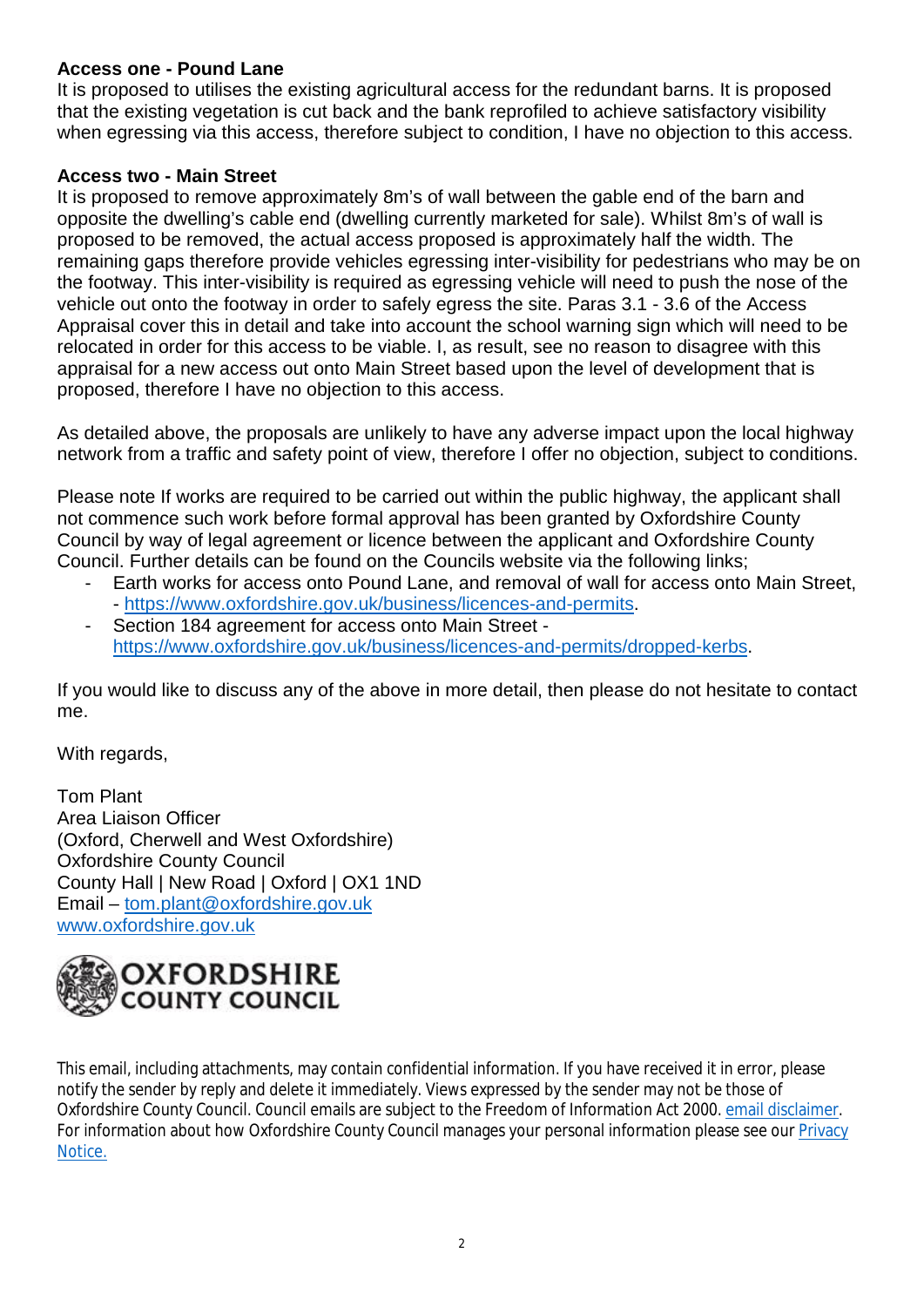**Access one - Pound Lane**

It is proposed to utilises the existing agricultural access for the redundant barns. It is proposed that the existing vegetation is cut back and the bank reprofiled to achieve satisfactory visibility when egressing via this access, therefore subject to condition, I have no objection to this access.

**Access two - Main Street**

It is proposed to remove approximately 8m's of wall between the gable end of the barn and opposite the dwelling's cable end (dwelling currently marketed for sale). Whilst 8m's of wall is proposed to be removed, the actual access proposed is approximately half the width. The remaining gaps therefore provide vehicles egressing inter-visibility for pedestrians who may be on the footway. This inter-visibility is required as egressing vehicle will need to push the nose of the vehicle out onto the footway in order to safely egress the site. Paras 3.1 - 3.6 of the Access Appraisal cover this in detail and take into account the school warning sign which will need to be relocated in order for this access to be viable. I, as result, see no reason to disagree with this appraisal for a new access out onto Main Street based upon the level of development that is proposed, therefore I have no objection to this access.

As detailed above, the proposals are unlikely to have any adverse impact upon the local highway network from a traffic and safety point of view, therefore I offer no objection, subject to conditions.

Please note If works are required to be carried out within the public highway, the applicant shall not commence such work before formal approval has been granted by Oxfordshire County Council by way of legal agreement or licence between the applicant and Oxfordshire County Council. Further details can be found on the Councils website via the following links;

- Earth works for access onto Pound Lane, and removal of wall for access onto Main Street, - https://www.oxfordshire.gov.uk/business/licences-and-permits.
- Section 184 agreement for access onto Main Street - https://www.oxfordshire.gov.uk/business/licences-and-permits/dropped-kerbs.

If you would like to discuss any of the above in more detail, then please do not hesitate to contact me.

With regards,

Tom Plant
Area Liaison Officer
(Oxford, Cherwell and West Oxfordshire)
Oxfordshire County Council
County Hall | New Road | Oxford | OX1 1ND
Email – tom.plant@oxfordshire.gov.uk
www.oxfordshire.gov.uk

OXFORDSHIRE COUNTY COUNCIL

This email, including attachments, may contain confidential information. If you have received it in error, please notify the sender by reply and delete it immediately. Views expressed by the sender may not be those of Oxfordshire County Council. Council emails are subject to the Freedom of Information Act 2000. email disclaimer. For information about how Oxfordshire County Council manages your personal information please see our Privacy Notice.